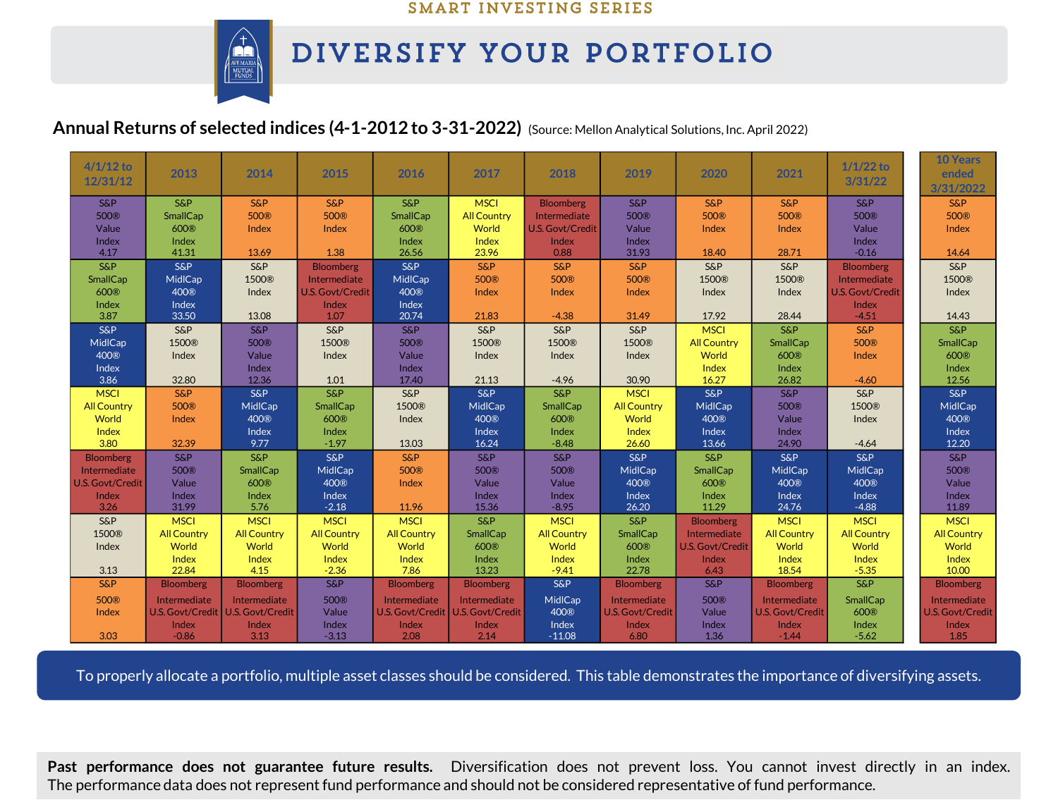SMART INVESTING SERIES

# DIVERSIFY YOUR PORTFOLIO

**Annual Returns of selected indices (4-1-2012 to 3-31-2022)** (Source: Mellon Analytical Solutions, Inc. April 2022)

| 4/1/12 to 12/31/12 | 2013 | 2014 | 2015 | 2016 | 2017 | 2018 | 2019 | 2020 | 2021 | 1/1/22 to 3/31/22 | 10 Years ended 3/31/2022 |
|---|---|---|---|---|---|---|---|---|---|---|---|
| S&P 500® Value Index 4.17 | S&P SmallCap 600® Index 41.31 | S&P 500® Index 13.69 | S&P 500® Index 1.38 | S&P SmallCap 600® Index 26.56 | MSCI All Country World Index 23.96 | Bloomberg Intermediate U.S. Govt/Credit Index 0.88 | S&P 500® Value Index 31.93 | S&P 500® Index 18.40 | S&P 500® Index 28.71 | S&P 500® Value Index -0.16 | S&P 500® Index 14.64 |
| S&P SmallCap 600® Index 3.87 | S&P MidCap 400® Index 33.50 | S&P 1500® Index 13.08 | Bloomberg Intermediate U.S. Govt/Credit Index 1.07 | S&P MidCap 400® Index 20.74 | S&P 500® Index 21.83 | S&P 500® Index -4.38 | S&P 500® Index 31.49 | S&P 1500® Index 17.92 | S&P 1500® Index 28.44 | Bloomberg Intermediate U.S. Govt/Credit Index -4.51 | S&P 1500® Index 14.43 |
| S&P MidCap 400® Index 3.86 | S&P 1500® Index 32.80 | S&P 500® Value Index 12.36 | S&P 1500® Index 1.01 | S&P 500® Value Index 17.40 | S&P 1500® Index 21.13 | S&P 1500® Index -4.96 | S&P 1500® Index 30.90 | MSCI All Country World Index 16.27 | S&P SmallCap 600® Index 26.82 | S&P 500® Index -4.60 | S&P SmallCap 600® Index 12.56 |
| MSCI All Country World Index 3.80 | S&P 500® Index 32.39 | S&P MidCap 400® Index 9.77 | S&P SmallCap 600® Index -1.97 | S&P 1500® Index 13.03 | S&P MidCap 400® Index 16.24 | S&P SmallCap 600® Index -8.48 | MSCI All Country World Index 26.60 | S&P MidCap 400® Index 13.66 | S&P 500® Value Index 24.90 | S&P 1500® Index -4.64 | S&P MidCap 400® Index 12.20 |
| Bloomberg Intermediate U.S. Govt/Credit Index 3.26 | S&P 500® Value Index 31.99 | S&P SmallCap 600® Index 5.76 | S&P MidCap 400® Index -2.18 | S&P 500® Index 11.96 | S&P 500® Value Index 15.36 | S&P 500® Value Index -8.95 | S&P MidCap 400® Index 26.20 | S&P SmallCap 600® Index 11.29 | S&P MidCap 400® Index 24.76 | S&P MidCap 400® Index -4.88 | S&P 500® Value Index 11.89 |
| S&P 1500® Index 3.13 | MSCI All Country World Index 22.84 | MSCI All Country World Index 4.15 | MSCI All Country World Index -2.36 | MSCI All Country World Index 7.86 | S&P SmallCap 600® Index 13.23 | MSCI All Country World Index -9.41 | S&P SmallCap 600® Index 22.78 | Bloomberg Intermediate U.S. Govt/Credit Index 6.43 | MSCI All Country World Index 18.54 | MSCI All Country World Index -5.35 | MSCI All Country World Index 10.00 |
| S&P 500® Index 3.03 | Bloomberg Intermediate U.S. Govt/Credit Index -0.86 | Bloomberg Intermediate U.S. Govt/Credit Index 3.13 | S&P 500® Value Index -3.13 | Bloomberg Intermediate U.S. Govt/Credit Index 2.08 | Bloomberg Intermediate U.S. Govt/Credit Index 2.14 | S&P MidCap 400® Index -11.08 | Bloomberg Intermediate U.S. Govt/Credit Index 6.80 | S&P 500® Value Index 1.36 | Bloomberg Intermediate U.S. Govt/Credit Index -1.44 | S&P SmallCap 600® Index -5.62 | Bloomberg Intermediate U.S. Govt/Credit Index 1.85 |

To properly allocate a portfolio, multiple asset classes should be considered. This table demonstrates the importance of diversifying assets.

**Past performance does not guarantee future results.** Diversification does not prevent loss. You cannot invest directly in an index. The performance data does not represent fund performance and should not be considered representative of fund performance.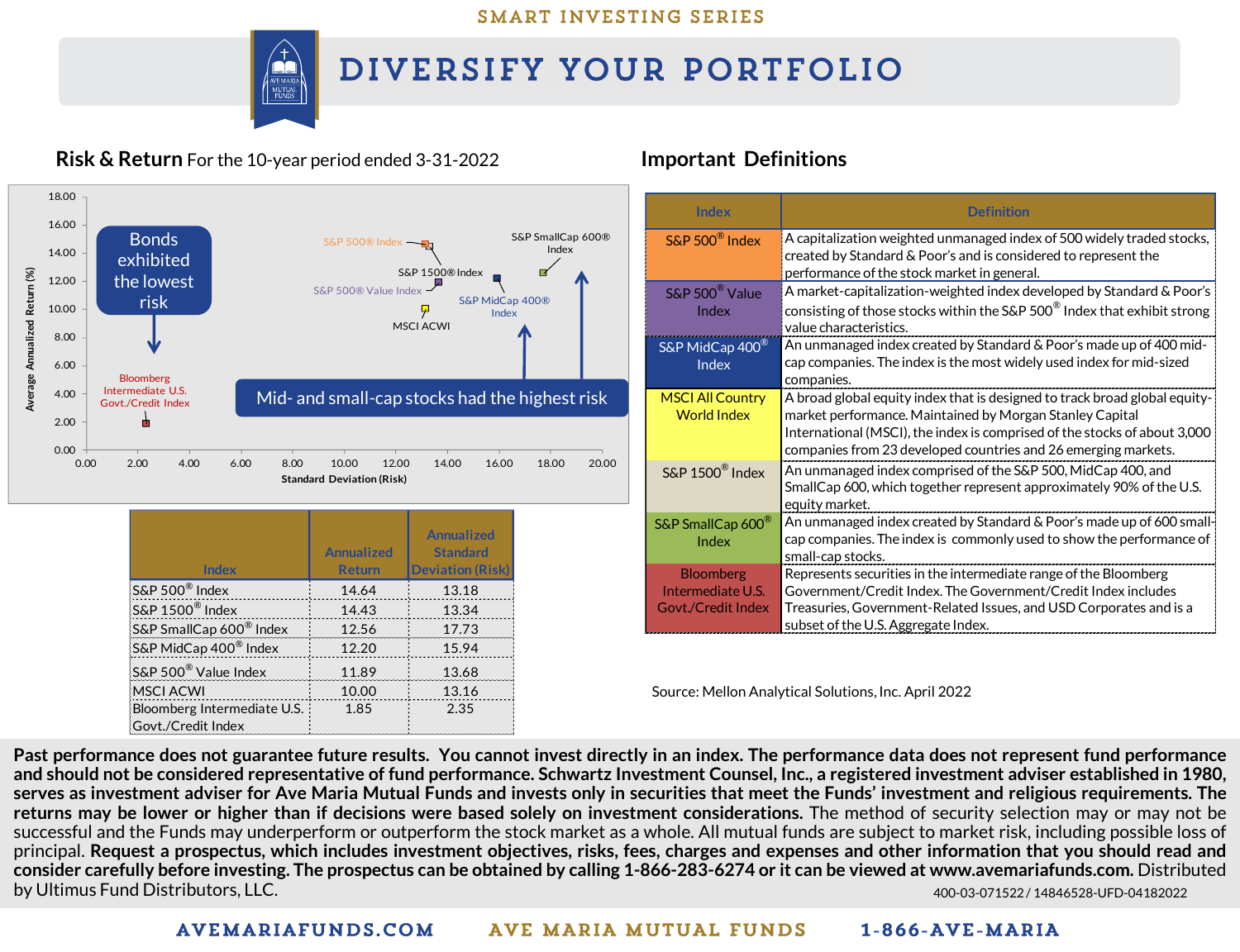SMART INVESTING SERIES

# DIVERSIFY YOUR PORTFOLIO

## Risk & Return For the 10-year period ended 3-31-2022

Average Annualized Return (%)

18.00
16.00
14.00
12.00
10.00
8.00
6.00
4.00
2.00
0.00

0.00 2.00 4.00 6.00 8.00 10.00 12.00 14.00 16.00 18.00 20.00

Standard Deviation (Risk)

Bonds exhibited the lowest risk

Mid- and small-cap stocks had the highest risk

S&P 500® Index

S&P 1500® Index

S&P 500® Value Index

MSCI ACWI

S&P MidCap 400® Index

S&P SmallCap 600® Index

Bloomberg Intermediate U.S. Govt./Credit Index

| Index | Annualized Return | Annualized Standard Deviation (Risk) |
|---|---|---|
| S&P 500® Index | 14.64 | 13.18 |
| S&P 1500® Index | 14.43 | 13.34 |
| S&P SmallCap 600® Index | 12.56 | 17.73 |
| S&P MidCap 400® Index | 12.20 | 15.94 |
| S&P 500® Value Index | 11.89 | 13.68 |
| MSCI ACWI | 10.00 | 13.16 |
| Bloomberg Intermediate U.S. Govt./Credit Index | 1.85 | 2.35 |

## Important Definitions

| Index | Definition |
|---|---|
| S&P 500® Index | A capitalization weighted unmanaged index of 500 widely traded stocks, created by Standard & Poor's and is considered to represent the performance of the stock market in general. |
| S&P 500® Value Index | A market-capitalization-weighted index developed by Standard & Poor's consisting of those stocks within the S&P 500® Index that exhibit strong value characteristics. |
| S&P MidCap 400® Index | An unmanaged index created by Standard & Poor's made up of 400 mid-cap companies. The index is the most widely used index for mid-sized companies. |
| MSCI All Country World Index | A broad global equity index that is designed to track broad global equity-market performance. Maintained by Morgan Stanley Capital International (MSCI), the index is comprised of the stocks of about 3,000 companies from 23 developed countries and 26 emerging markets. |
| S&P 1500® Index | An unmanaged index comprised of the S&P 500, MidCap 400, and SmallCap 600, which together represent approximately 90% of the U.S. equity market. |
| S&P SmallCap 600® Index | An unmanaged index created by Standard & Poor's made up of 600 small-cap companies. The index is commonly used to show the performance of small-cap stocks. |
| Bloomberg Intermediate U.S. Govt./Credit Index | Represents securities in the intermediate range of the Bloomberg Government/Credit Index. The Government/Credit Index includes Treasuries, Government-Related Issues, and USD Corporates and is a subset of the U.S. Aggregate Index. |

Source: Mellon Analytical Solutions, Inc. April 2022

**Past performance does not guarantee future results. You cannot invest directly in an index. The performance data does not represent fund performance and should not be considered representative of fund performance. Schwartz Investment Counsel, Inc., a registered investment adviser established in 1980, serves as investment adviser for Ave Maria Mutual Funds and invests only in securities that meet the Funds' investment and religious requirements. The returns may be lower or higher than if decisions were based solely on investment considerations.** The method of security selection may or may not be successful and the Funds may underperform or outperform the stock market as a whole. All mutual funds are subject to market risk, including possible loss of principal. **Request a prospectus, which includes investment objectives, risks, fees, charges and expenses and other information that you should read and consider carefully before investing. The prospectus can be obtained by calling 1-866-283-6274 or it can be viewed at www.avemariafunds.com.** Distributed by Ultimus Fund Distributors, LLC.

400-03-071522 / 14846528-UFD-04182022

AVEMARIAFUNDS.COM    AVE MARIA MUTUAL FUNDS    1-866-AVE-MARIA